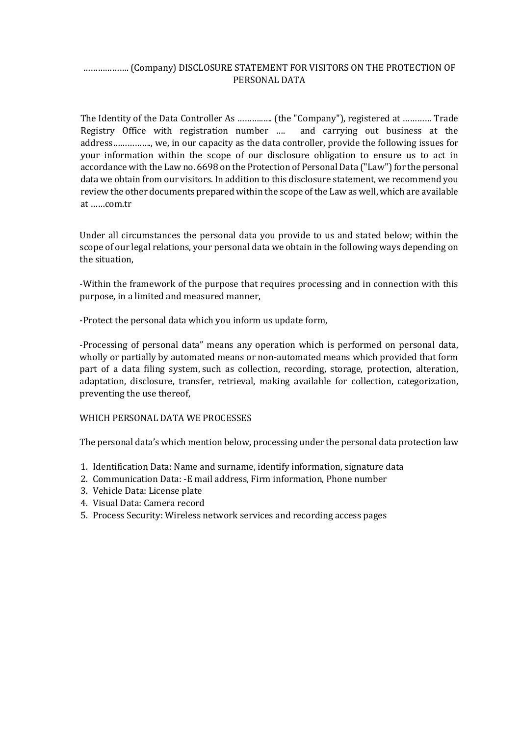# ………..…….. (Company) DISCLOSURE STATEMENT FOR VISITORS ON THE PROTECTION OF PERSONAL DATA

The Identity of the Data Controller As …….….… (the "Company"), registered at ………… Trade Registry Office with registration number …. and carrying out business at the address…………….., we, in our capacity as the data controller, provide the following issues for your information within the scope of our disclosure obligation to ensure us to act in accordance with the Law no. 6698 on the Protection of Personal Data ("Law") for the personal data we obtain from our visitors. In addition to this disclosure statement, we recommend you review the other documents prepared within the scope of the Law as well, which are available at ……com.tr

Under all circumstances the personal data you provide to us and stated below; within the scope of our legal relations, your personal data we obtain in the following ways depending on the situation,

-Within the framework of the purpose that requires processing and in connection with this purpose, in a limited and measured manner,

-Protect the personal data which you inform us update form,

-Processing of personal data" means any operation which is performed on personal data, wholly or partially by automated means or non-automated means which provided that form part of a data filing system, such as collection, recording, storage, protection, alteration, adaptation, disclosure, transfer, retrieval, making available for collection, categorization, preventing the use thereof,

## WHICH PERSONAL DATA WE PROCESSES

The personal data's which mention below, processing under the personal data protection law

1. Identification Data: Name and surname, identify information, signature data
2. Communication Data: -E mail address, Firm information, Phone number
3. Vehicle Data: License plate
4. Visual Data: Camera record
5. Process Security: Wireless network services and recording access pages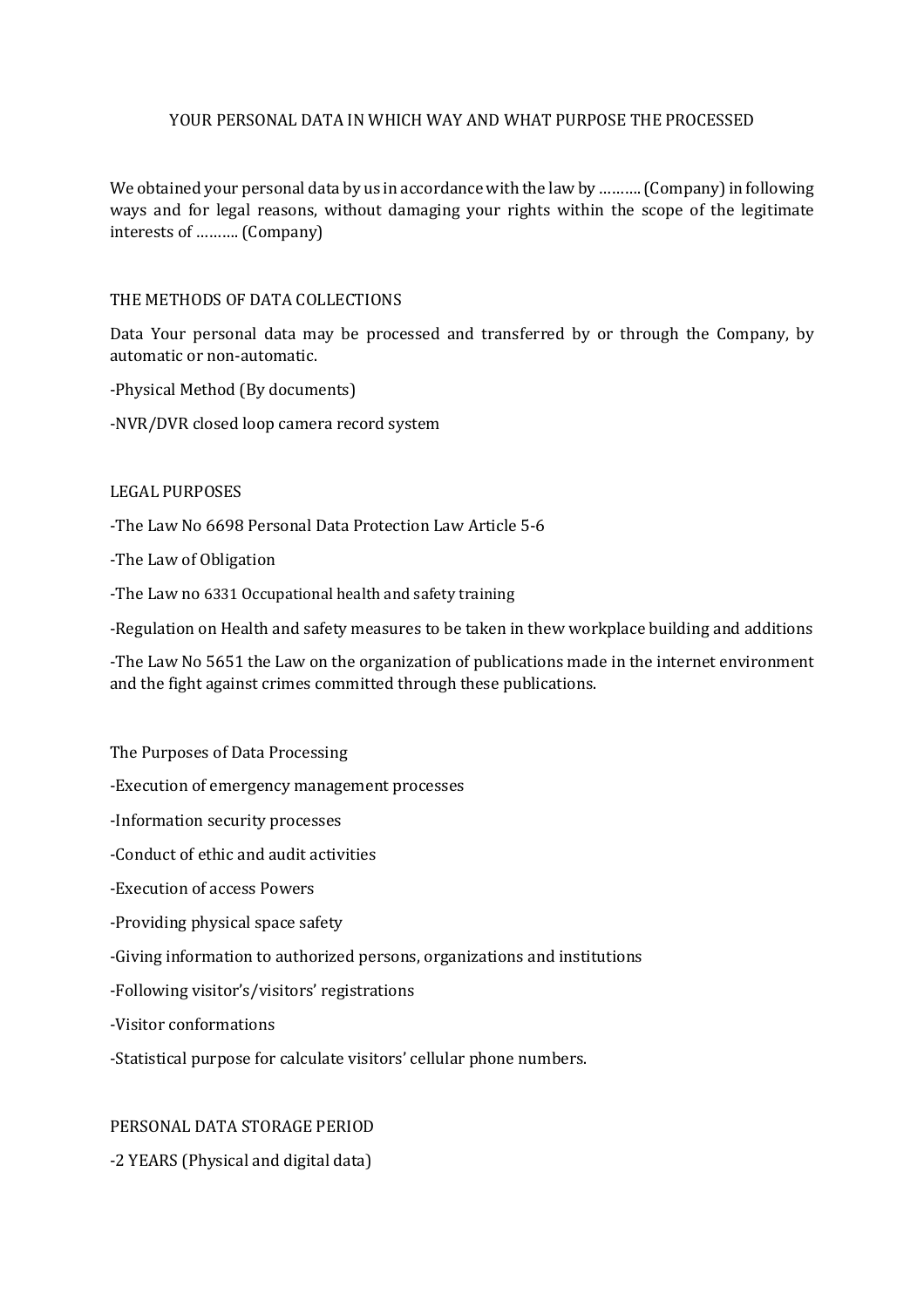## YOUR PERSONAL DATA IN WHICH WAY AND WHAT PURPOSE THE PROCESSED

We obtained your personal data by us in accordance with the law by ………. (Company) in following ways and for legal reasons, without damaging your rights within the scope of the legitimate interests of ………. (Company)

### THE METHODS OF DATA COLLECTIONS

Data Your personal data may be processed and transferred by or through the Company, by automatic or non-automatic.

-Physical Method (By documents)

-NVR/DVR closed loop camera record system

### LEGAL PURPOSES

-The Law No 6698 Personal Data Protection Law Article 5-6

-The Law of Obligation

-The Law no 6331 Occupational health and safety training

-Regulation on Health and safety measures to be taken in thew workplace building and additions

-The Law No 5651 the Law on the organization of publications made in the internet environment and the fight against crimes committed through these publications.

### The Purposes of Data Processing

-Execution of emergency management processes

-Information security processes

-Conduct of ethic and audit activities

-Execution of access Powers

-Providing physical space safety

-Giving information to authorized persons, organizations and institutions

-Following visitor's/visitors' registrations

-Visitor conformations

-Statistical purpose for calculate visitors' cellular phone numbers.

### PERSONAL DATA STORAGE PERIOD

-2 YEARS (Physical and digital data)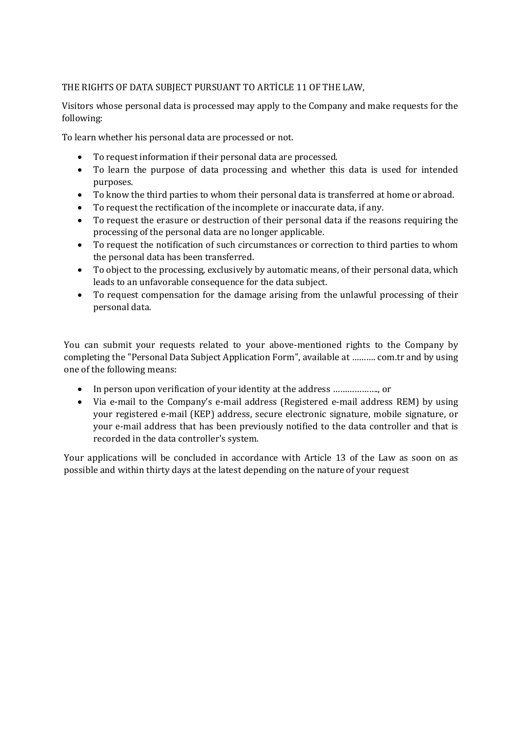THE RIGHTS OF DATA SUBJECT PURSUANT TO ARTİCLE 11 OF THE LAW,

Visitors whose personal data is processed may apply to the Company and make requests for the following:

To learn whether his personal data are processed or not.

- To request information if their personal data are processed.
- To learn the purpose of data processing and whether this data is used for intended purposes.
- To know the third parties to whom their personal data is transferred at home or abroad.
- To request the rectification of the incomplete or inaccurate data, if any.
- To request the erasure or destruction of their personal data if the reasons requiring the processing of the personal data are no longer applicable.
- To request the notification of such circumstances or correction to third parties to whom the personal data has been transferred.
- To object to the processing, exclusively by automatic means, of their personal data, which leads to an unfavorable consequence for the data subject.
- To request compensation for the damage arising from the unlawful processing of their personal data.

You can submit your requests related to your above-mentioned rights to the Company by completing the "Personal Data Subject Application Form", available at ………. com.tr and by using one of the following means:

- In person upon verification of your identity at the address ……………….., or
- Via e-mail to the Company's e-mail address (Registered e-mail address REM) by using your registered e-mail (KEP) address, secure electronic signature, mobile signature, or your e-mail address that has been previously notified to the data controller and that is recorded in the data controller's system.

Your applications will be concluded in accordance with Article 13 of the Law as soon on as possible and within thirty days at the latest depending on the nature of your request